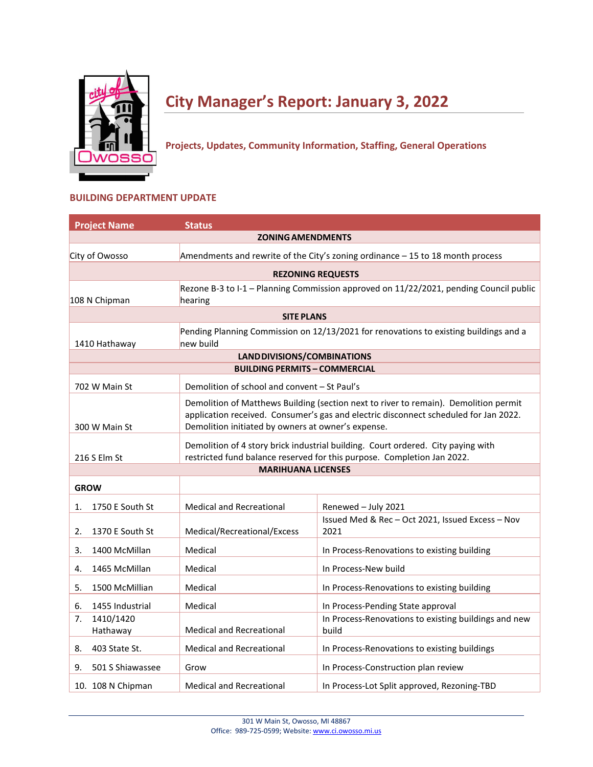# City Manager's Report: January 3, 2022

**Projects, Updates, Community Information, Staffing, General Operations**

## BUILDING DEPARTMENT UPDATE

| Project Name | Status | |
|---|---|---|
| **ZONING AMENDMENTS** | | |
| City of Owosso | Amendments and rewrite of the City's zoning ordinance – 15 to 18 month process | |
| **REZONING REQUESTS** | | |
| 108 N Chipman | Rezone B-3 to I-1 – Planning Commission approved on 11/22/2021, pending Council public hearing | |
| **SITE PLANS** | | |
| 1410 Hathaway | Pending Planning Commission on 12/13/2021 for renovations to existing buildings and a new build | |
| **LAND DIVISIONS/COMBINATIONS** | | |
| **BUILDING PERMITS – COMMERCIAL** | | |
| 702 W Main St | Demolition of school and convent – St Paul's | |
| 300 W Main St | Demolition of Matthews Building (section next to river to remain). Demolition permit application received. Consumer's gas and electric disconnect scheduled for Jan 2022. Demolition initiated by owners at owner's expense. | |
| 216 S Elm St | Demolition of 4 story brick industrial building. Court ordered. City paying with restricted fund balance reserved for this purpose. Completion Jan 2022. | |
| **MARIHUANA LICENSES** | | |
| **GROW** | | |
| 1. 1750 E South St | Medical and Recreational | Renewed – July 2021 |
| 2. 1370 E South St | Medical/Recreational/Excess | Issued Med & Rec – Oct 2021, Issued Excess – Nov 2021 |
| 3. 1400 McMillan | Medical | In Process-Renovations to existing building |
| 4. 1465 McMillan | Medical | In Process-New build |
| 5. 1500 McMillian | Medical | In Process-Renovations to existing building |
| 6. 1455 Industrial | Medical | In Process-Pending State approval |
| 7. 1410/1420 Hathaway | Medical and Recreational | In Process-Renovations to existing buildings and new build |
| 8. 403 State St. | Medical and Recreational | In Process-Renovations to existing buildings |
| 9. 501 S Shiawassee | Grow | In Process-Construction plan review |
| 10. 108 N Chipman | Medical and Recreational | In Process-Lot Split approved, Rezoning-TBD |

301 W Main St, Owosso, MI 48867
Office: 989-725-0599; Website: www.ci.owosso.mi.us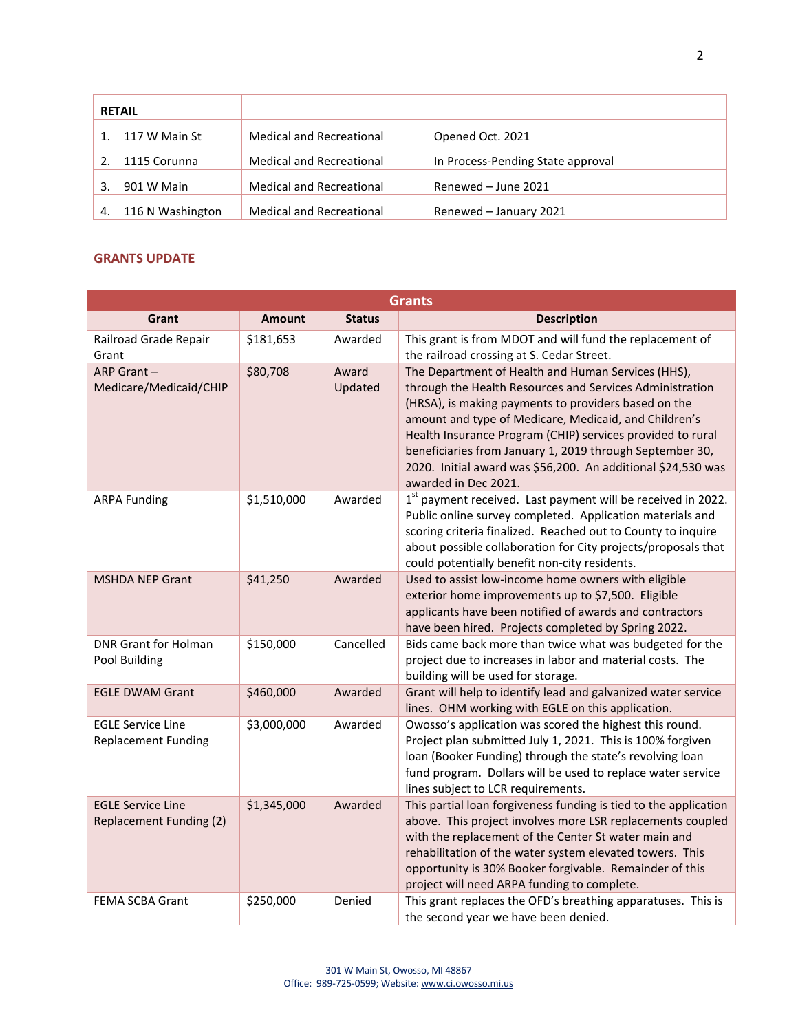| RETAIL | | |
|---|---|---|
| 1. 117 W Main St | Medical and Recreational | Opened Oct. 2021 |
| 2. 1115 Corunna | Medical and Recreational | In Process-Pending State approval |
| 3. 901 W Main | Medical and Recreational | Renewed – June 2021 |
| 4. 116 N Washington | Medical and Recreational | Renewed – January 2021 |

## GRANTS UPDATE

| Grants | | | |
|---|---|---|---|
| **Grant** | **Amount** | **Status** | **Description** |
| Railroad Grade Repair Grant | $181,653 | Awarded | This grant is from MDOT and will fund the replacement of the railroad crossing at S. Cedar Street. |
| ARP Grant – Medicare/Medicaid/CHIP | $80,708 | Award Updated | The Department of Health and Human Services (HHS), through the Health Resources and Services Administration (HRSA), is making payments to providers based on the amount and type of Medicare, Medicaid, and Children's Health Insurance Program (CHIP) services provided to rural beneficiaries from January 1, 2019 through September 30, 2020. Initial award was $56,200. An additional $24,530 was awarded in Dec 2021. |
| ARPA Funding | $1,510,000 | Awarded | 1st payment received. Last payment will be received in 2022. Public online survey completed. Application materials and scoring criteria finalized. Reached out to County to inquire about possible collaboration for City projects/proposals that could potentially benefit non-city residents. |
| MSHDA NEP Grant | $41,250 | Awarded | Used to assist low-income home owners with eligible exterior home improvements up to $7,500. Eligible applicants have been notified of awards and contractors have been hired. Projects completed by Spring 2022. |
| DNR Grant for Holman Pool Building | $150,000 | Cancelled | Bids came back more than twice what was budgeted for the project due to increases in labor and material costs. The building will be used for storage. |
| EGLE DWAM Grant | $460,000 | Awarded | Grant will help to identify lead and galvanized water service lines. OHM working with EGLE on this application. |
| EGLE Service Line Replacement Funding | $3,000,000 | Awarded | Owosso's application was scored the highest this round. Project plan submitted July 1, 2021. This is 100% forgiven loan (Booker Funding) through the state's revolving loan fund program. Dollars will be used to replace water service lines subject to LCR requirements. |
| EGLE Service Line Replacement Funding (2) | $1,345,000 | Awarded | This partial loan forgiveness funding is tied to the application above. This project involves more LSR replacements coupled with the replacement of the Center St water main and rehabilitation of the water system elevated towers. This opportunity is 30% Booker forgivable. Remainder of this project will need ARPA funding to complete. |
| FEMA SCBA Grant | $250,000 | Denied | This grant replaces the OFD's breathing apparatuses. This is the second year we have been denied. |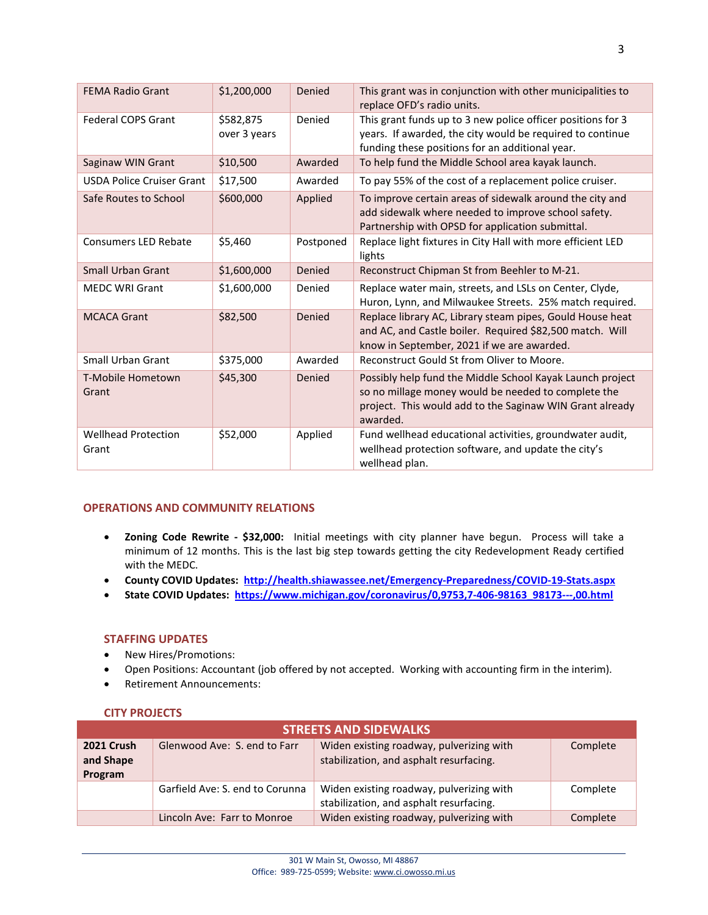| | | | |
|---|---|---|---|
| FEMA Radio Grant | $1,200,000 | Denied | This grant was in conjunction with other municipalities to replace OFD's radio units. |
| Federal COPS Grant | $582,875 over 3 years | Denied | This grant funds up to 3 new police officer positions for 3 years. If awarded, the city would be required to continue funding these positions for an additional year. |
| Saginaw WIN Grant | $10,500 | Awarded | To help fund the Middle School area kayak launch. |
| USDA Police Cruiser Grant | $17,500 | Awarded | To pay 55% of the cost of a replacement police cruiser. |
| Safe Routes to School | $600,000 | Applied | To improve certain areas of sidewalk around the city and add sidewalk where needed to improve school safety. Partnership with OPSD for application submittal. |
| Consumers LED Rebate | $5,460 | Postponed | Replace light fixtures in City Hall with more efficient LED lights |
| Small Urban Grant | $1,600,000 | Denied | Reconstruct Chipman St from Beehler to M-21. |
| MEDC WRI Grant | $1,600,000 | Denied | Replace water main, streets, and LSLs on Center, Clyde, Huron, Lynn, and Milwaukee Streets. 25% match required. |
| MCACA Grant | $82,500 | Denied | Replace library AC, Library steam pipes, Gould House heat and AC, and Castle boiler. Required $82,500 match. Will know in September, 2021 if we are awarded. |
| Small Urban Grant | $375,000 | Awarded | Reconstruct Gould St from Oliver to Moore. |
| T-Mobile Hometown Grant | $45,300 | Denied | Possibly help fund the Middle School Kayak Launch project so no millage money would be needed to complete the project. This would add to the Saginaw WIN Grant already awarded. |
| Wellhead Protection Grant | $52,000 | Applied | Fund wellhead educational activities, groundwater audit, wellhead protection software, and update the city's wellhead plan. |

## OPERATIONS AND COMMUNITY RELATIONS

- **Zoning Code Rewrite - $32,000:** Initial meetings with city planner have begun. Process will take a minimum of 12 months. This is the last big step towards getting the city Redevelopment Ready certified with the MEDC.
- **County COVID Updates:** http://health.shiawassee.net/Emergency-Preparedness/COVID-19-Stats.aspx
- **State COVID Updates:** https://www.michigan.gov/coronavirus/0,9753,7-406-98163_98173---,00.html

## STAFFING UPDATES

- New Hires/Promotions:
- Open Positions: Accountant (job offered by not accepted. Working with accounting firm in the interim).
- Retirement Announcements:

## CITY PROJECTS

| STREETS AND SIDEWALKS | | | |
|---|---|---|---|
| **2021 Crush and Shape Program** | Glenwood Ave: S. end to Farr | Widen existing roadway, pulverizing with stabilization, and asphalt resurfacing. | Complete |
| | Garfield Ave: S. end to Corunna | Widen existing roadway, pulverizing with stabilization, and asphalt resurfacing. | Complete |
| | Lincoln Ave: Farr to Monroe | Widen existing roadway, pulverizing with | Complete |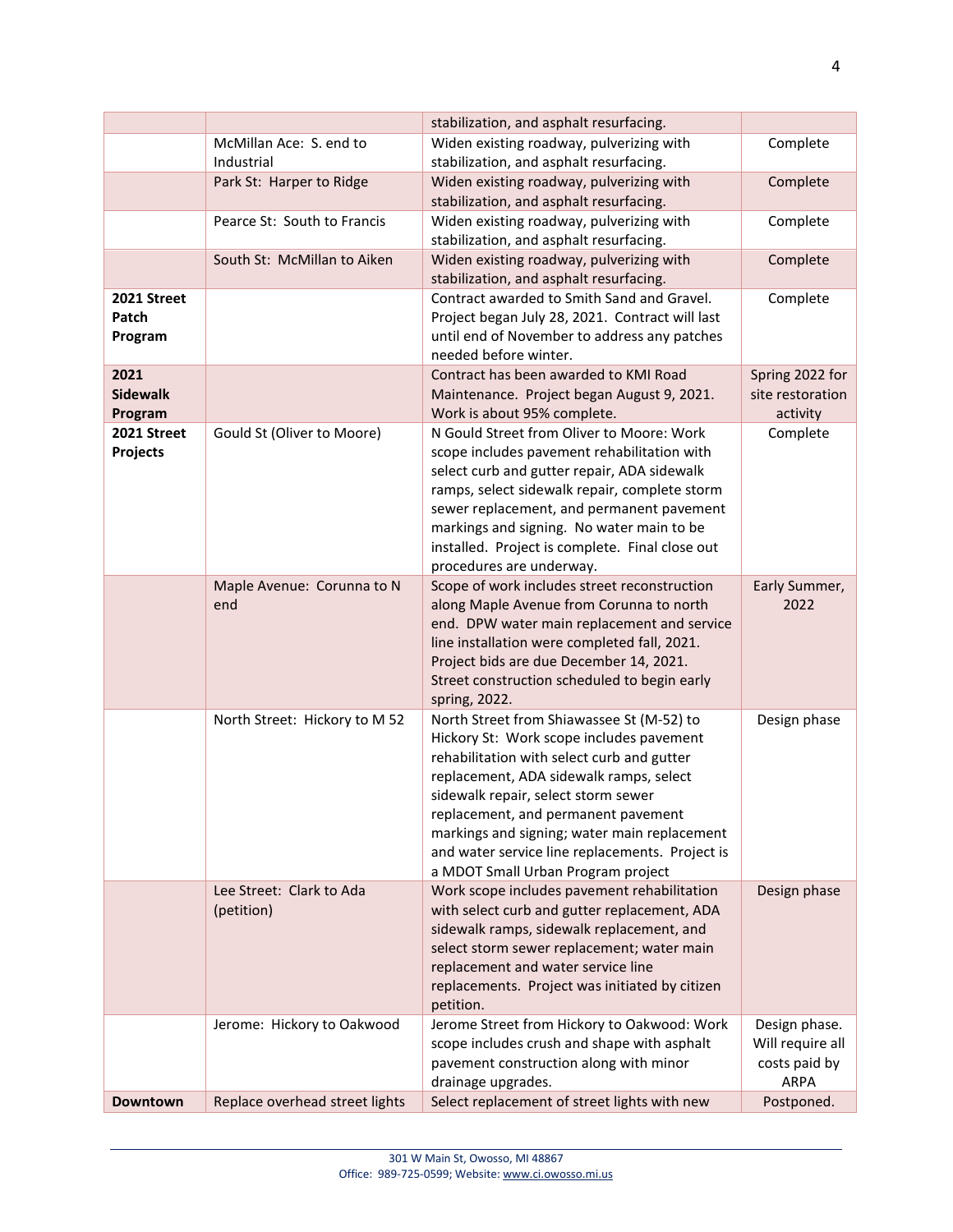| | | | |
|---|---|---|---|
| | | stabilization, and asphalt resurfacing. | |
| | McMillan Ace: S. end to Industrial | Widen existing roadway, pulverizing with stabilization, and asphalt resurfacing. | Complete |
| | Park St: Harper to Ridge | Widen existing roadway, pulverizing with stabilization, and asphalt resurfacing. | Complete |
| | Pearce St: South to Francis | Widen existing roadway, pulverizing with stabilization, and asphalt resurfacing. | Complete |
| | South St: McMillan to Aiken | Widen existing roadway, pulverizing with stabilization, and asphalt resurfacing. | Complete |
| **2021 Street Patch Program** | | Contract awarded to Smith Sand and Gravel. Project began July 28, 2021. Contract will last until end of November to address any patches needed before winter. | Complete |
| **2021 Sidewalk Program** | | Contract has been awarded to KMI Road Maintenance. Project began August 9, 2021. Work is about 95% complete. | Spring 2022 for site restoration activity |
| **2021 Street Projects** | Gould St (Oliver to Moore) | N Gould Street from Oliver to Moore: Work scope includes pavement rehabilitation with select curb and gutter repair, ADA sidewalk ramps, select sidewalk repair, complete storm sewer replacement, and permanent pavement markings and signing. No water main to be installed. Project is complete. Final close out procedures are underway. | Complete |
| | Maple Avenue: Corunna to N end | Scope of work includes street reconstruction along Maple Avenue from Corunna to north end. DPW water main replacement and service line installation were completed fall, 2021. Project bids are due December 14, 2021. Street construction scheduled to begin early spring, 2022. | Early Summer, 2022 |
| | North Street: Hickory to M 52 | North Street from Shiawassee St (M-52) to Hickory St: Work scope includes pavement rehabilitation with select curb and gutter replacement, ADA sidewalk ramps, select sidewalk repair, select storm sewer replacement, and permanent pavement markings and signing; water main replacement and water service line replacements. Project is a MDOT Small Urban Program project | Design phase |
| | Lee Street: Clark to Ada (petition) | Work scope includes pavement rehabilitation with select curb and gutter replacement, ADA sidewalk ramps, sidewalk replacement, and select storm sewer replacement; water main replacement and water service line replacements. Project was initiated by citizen petition. | Design phase |
| | Jerome: Hickory to Oakwood | Jerome Street from Hickory to Oakwood: Work scope includes crush and shape with asphalt pavement construction along with minor drainage upgrades. | Design phase. Will require all costs paid by ARPA |
| **Downtown** | Replace overhead street lights | Select replacement of street lights with new | Postponed. |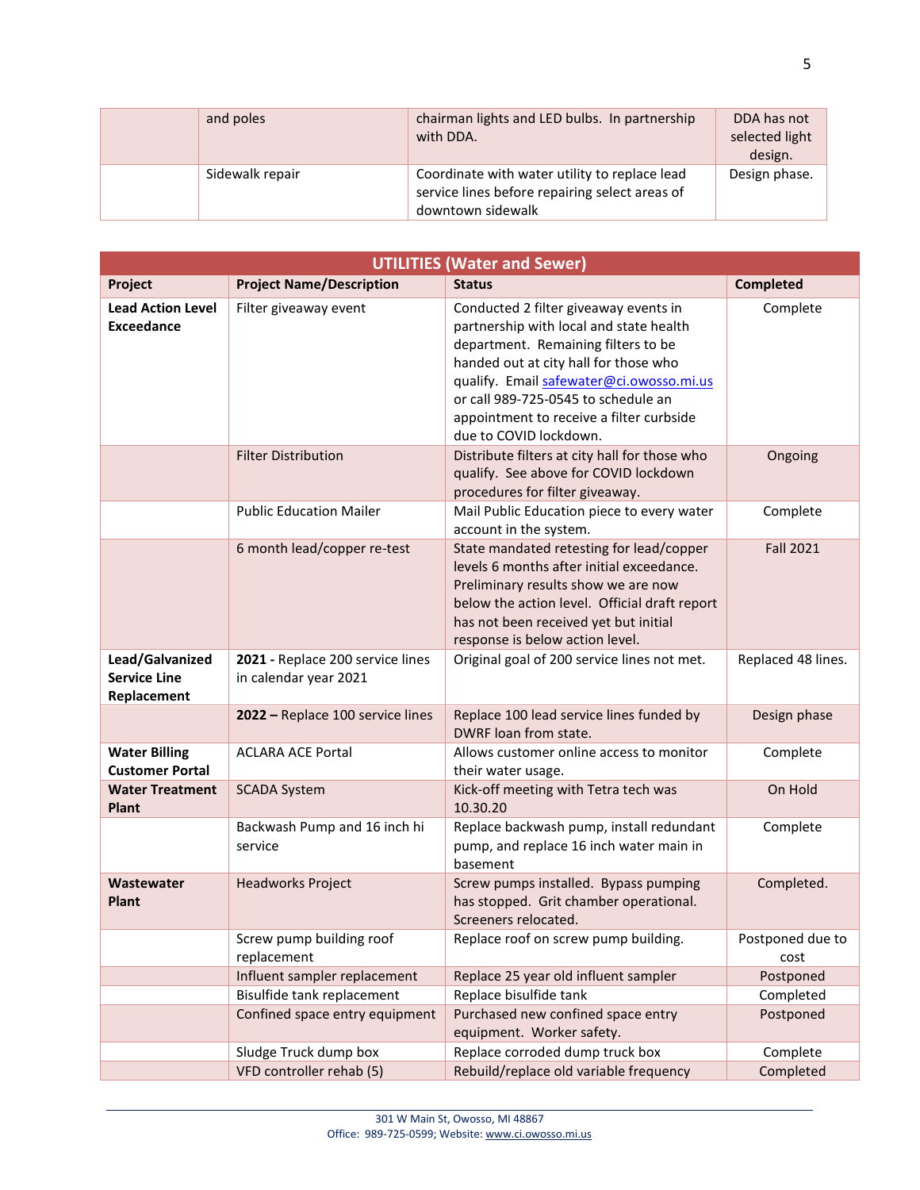|  | and poles | chairman lights and LED bulbs. In partnership with DDA. | DDA has not selected light design. |
|---|---|---|---|
|  | Sidewalk repair | Coordinate with water utility to replace lead service lines before repairing select areas of downtown sidewalk | Design phase. |

| UTILITIES (Water and Sewer) | | | |
|---|---|---|---|
| **Project** | **Project Name/Description** | **Status** | **Completed** |
| **Lead Action Level Exceedance** | Filter giveaway event | Conducted 2 filter giveaway events in partnership with local and state health department. Remaining filters to be handed out at city hall for those who qualify. Email safewater@ci.owosso.mi.us or call 989-725-0545 to schedule an appointment to receive a filter curbside due to COVID lockdown. | Complete |
|  | Filter Distribution | Distribute filters at city hall for those who qualify. See above for COVID lockdown procedures for filter giveaway. | Ongoing |
|  | Public Education Mailer | Mail Public Education piece to every water account in the system. | Complete |
|  | 6 month lead/copper re-test | State mandated retesting for lead/copper levels 6 months after initial exceedance. Preliminary results show we are now below the action level. Official draft report has not been received yet but initial response is below action level. | Fall 2021 |
| **Lead/Galvanized Service Line Replacement** | **2021 -** Replace 200 service lines in calendar year 2021 | Original goal of 200 service lines not met. | Replaced 48 lines. |
|  | **2022 –** Replace 100 service lines | Replace 100 lead service lines funded by DWRF loan from state. | Design phase |
| **Water Billing Customer Portal** | ACLARA ACE Portal | Allows customer online access to monitor their water usage. | Complete |
| **Water Treatment Plant** | SCADA System | Kick-off meeting with Tetra tech was 10.30.20 | On Hold |
|  | Backwash Pump and 16 inch hi service | Replace backwash pump, install redundant pump, and replace 16 inch water main in basement | Complete |
| **Wastewater Plant** | Headworks Project | Screw pumps installed. Bypass pumping has stopped. Grit chamber operational. Screeners relocated. | Completed. |
|  | Screw pump building roof replacement | Replace roof on screw pump building. | Postponed due to cost |
|  | Influent sampler replacement | Replace 25 year old influent sampler | Postponed |
|  | Bisulfide tank replacement | Replace bisulfide tank | Completed |
|  | Confined space entry equipment | Purchased new confined space entry equipment. Worker safety. | Postponed |
|  | Sludge Truck dump box | Replace corroded dump truck box | Complete |
|  | VFD controller rehab (5) | Rebuild/replace old variable frequency | Completed |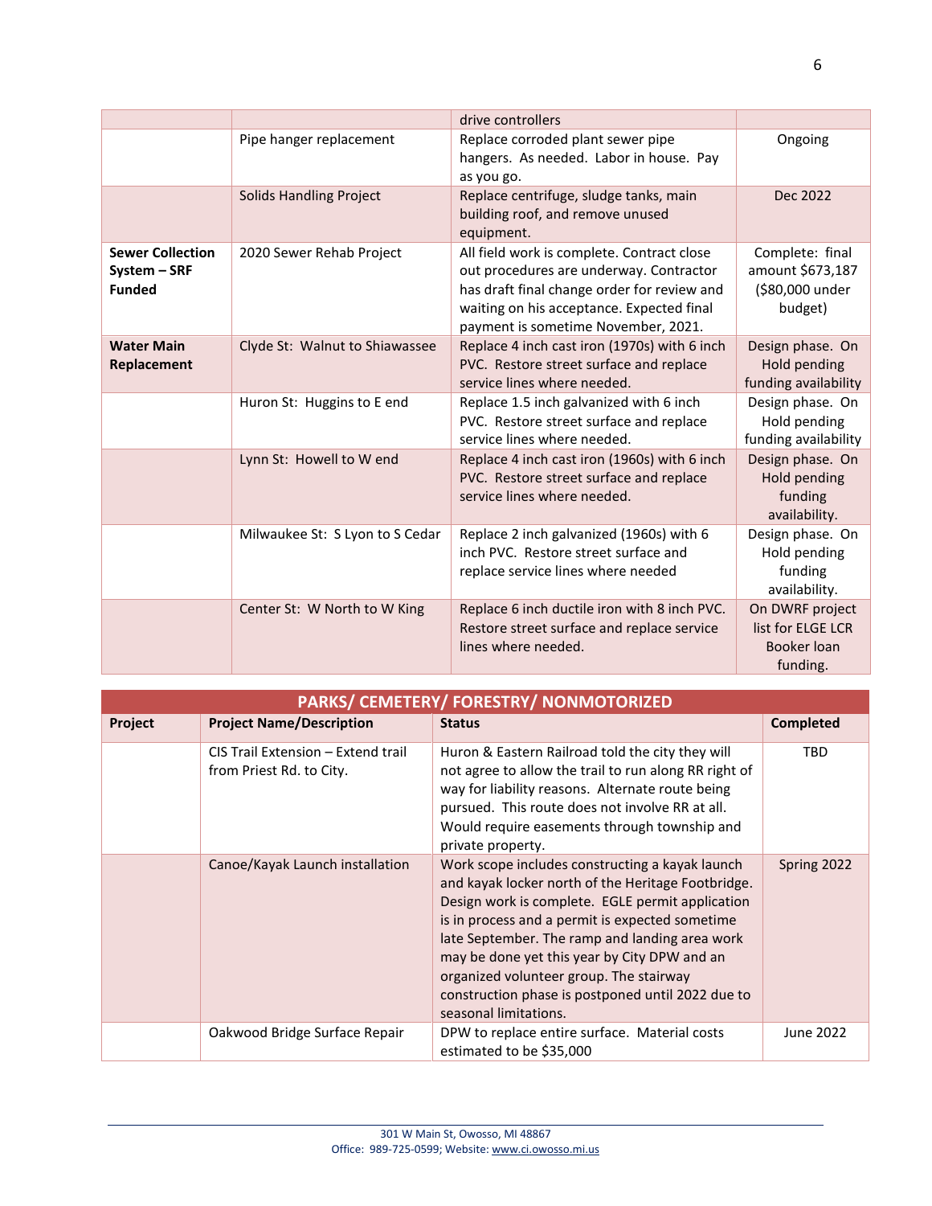| | | drive controllers | |
|---|---|---|---|
| | Pipe hanger replacement | Replace corroded plant sewer pipe hangers. As needed. Labor in house. Pay as you go. | Ongoing |
| | Solids Handling Project | Replace centrifuge, sludge tanks, main building roof, and remove unused equipment. | Dec 2022 |
| **Sewer Collection System – SRF Funded** | 2020 Sewer Rehab Project | All field work is complete. Contract close out procedures are underway. Contractor has draft final change order for review and waiting on his acceptance. Expected final payment is sometime November, 2021. | Complete: final amount $673,187 ($80,000 under budget) |
| **Water Main Replacement** | Clyde St: Walnut to Shiawassee | Replace 4 inch cast iron (1970s) with 6 inch PVC. Restore street surface and replace service lines where needed. | Design phase. On Hold pending funding availability |
| | Huron St: Huggins to E end | Replace 1.5 inch galvanized with 6 inch PVC. Restore street surface and replace service lines where needed. | Design phase. On Hold pending funding availability |
| | Lynn St: Howell to W end | Replace 4 inch cast iron (1960s) with 6 inch PVC. Restore street surface and replace service lines where needed. | Design phase. On Hold pending funding availability. |
| | Milwaukee St: S Lyon to S Cedar | Replace 2 inch galvanized (1960s) with 6 inch PVC. Restore street surface and replace service lines where needed | Design phase. On Hold pending funding availability. |
| | Center St: W North to W King | Replace 6 inch ductile iron with 8 inch PVC. Restore street surface and replace service lines where needed. | On DWRF project list for ELGE LCR Booker loan funding. |

| PARKS/ CEMETERY/ FORESTRY/ NONMOTORIZED | | | |
|---|---|---|---|
| **Project** | **Project Name/Description** | **Status** | **Completed** |
| | CIS Trail Extension – Extend trail from Priest Rd. to City. | Huron & Eastern Railroad told the city they will not agree to allow the trail to run along RR right of way for liability reasons. Alternate route being pursued. This route does not involve RR at all. Would require easements through township and private property. | TBD |
| | Canoe/Kayak Launch installation | Work scope includes constructing a kayak launch and kayak locker north of the Heritage Footbridge. Design work is complete. EGLE permit application is in process and a permit is expected sometime late September. The ramp and landing area work may be done yet this year by City DPW and an organized volunteer group. The stairway construction phase is postponed until 2022 due to seasonal limitations. | Spring 2022 |
| | Oakwood Bridge Surface Repair | DPW to replace entire surface. Material costs estimated to be $35,000 | June 2022 |

301 W Main St, Owosso, MI 48867
Office: 989-725-0599; Website: www.ci.owosso.mi.us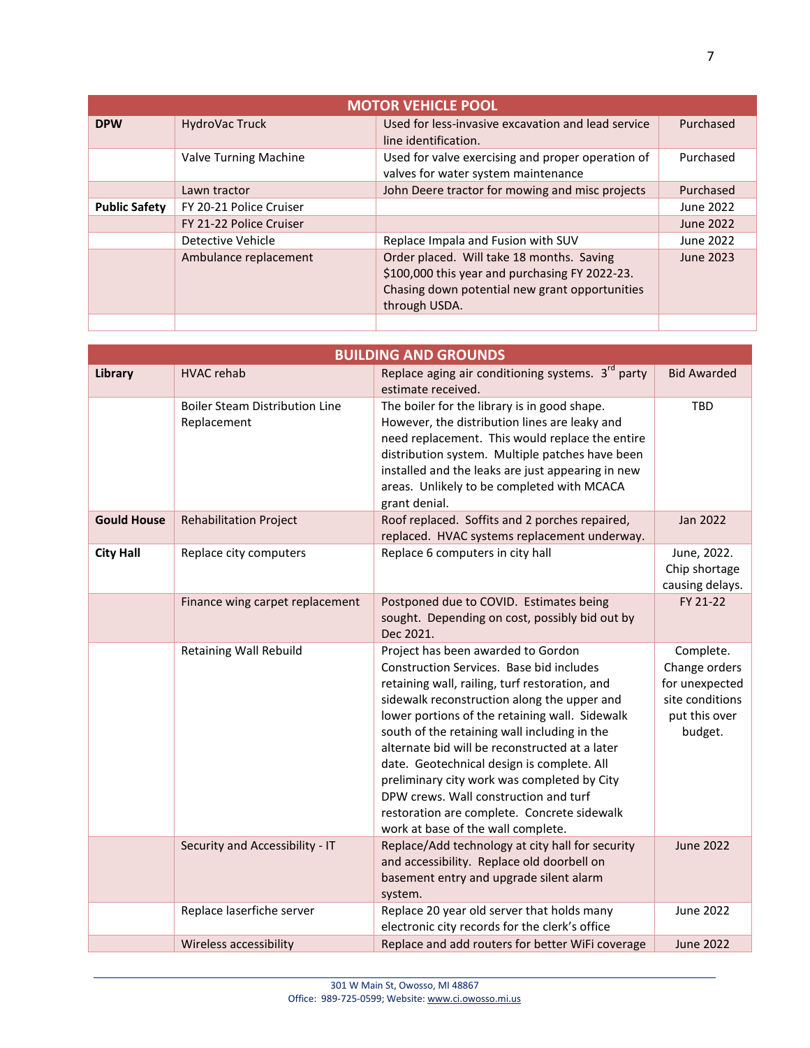| MOTOR VEHICLE POOL | | | |
|---|---|---|---|
| **DPW** | HydroVac Truck | Used for less-invasive excavation and lead service line identification. | Purchased |
| | Valve Turning Machine | Used for valve exercising and proper operation of valves for water system maintenance | Purchased |
| | Lawn tractor | John Deere tractor for mowing and misc projects | Purchased |
| **Public Safety** | FY 20-21 Police Cruiser | | June 2022 |
| | FY 21-22 Police Cruiser | | June 2022 |
| | Detective Vehicle | Replace Impala and Fusion with SUV | June 2022 |
| | Ambulance replacement | Order placed. Will take 18 months. Saving $100,000 this year and purchasing FY 2022-23. Chasing down potential new grant opportunities through USDA. | June 2023 |
| | | | |

| BUILDING AND GROUNDS | | | |
|---|---|---|---|
| **Library** | HVAC rehab | Replace aging air conditioning systems. 3rd party estimate received. | Bid Awarded |
| | Boiler Steam Distribution Line Replacement | The boiler for the library is in good shape. However, the distribution lines are leaky and need replacement. This would replace the entire distribution system. Multiple patches have been installed and the leaks are just appearing in new areas. Unlikely to be completed with MCACA grant denial. | TBD |
| **Gould House** | Rehabilitation Project | Roof replaced. Soffits and 2 porches repaired, replaced. HVAC systems replacement underway. | Jan 2022 |
| **City Hall** | Replace city computers | Replace 6 computers in city hall | June, 2022. Chip shortage causing delays. |
| | Finance wing carpet replacement | Postponed due to COVID. Estimates being sought. Depending on cost, possibly bid out by Dec 2021. | FY 21-22 |
| | Retaining Wall Rebuild | Project has been awarded to Gordon Construction Services. Base bid includes retaining wall, railing, turf restoration, and sidewalk reconstruction along the upper and lower portions of the retaining wall. Sidewalk south of the retaining wall including in the alternate bid will be reconstructed at a later date. Geotechnical design is complete. All preliminary city work was completed by City DPW crews. Wall construction and turf restoration are complete. Concrete sidewalk work at base of the wall complete. | Complete. Change orders for unexpected site conditions put this over budget. |
| | Security and Accessibility - IT | Replace/Add technology at city hall for security and accessibility. Replace old doorbell on basement entry and upgrade silent alarm system. | June 2022 |
| | Replace laserfiche server | Replace 20 year old server that holds many electronic city records for the clerk's office | June 2022 |
| | Wireless accessibility | Replace and add routers for better WiFi coverage | June 2022 |

301 W Main St, Owosso, MI 48867
Office: 989-725-0599; Website: www.ci.owosso.mi.us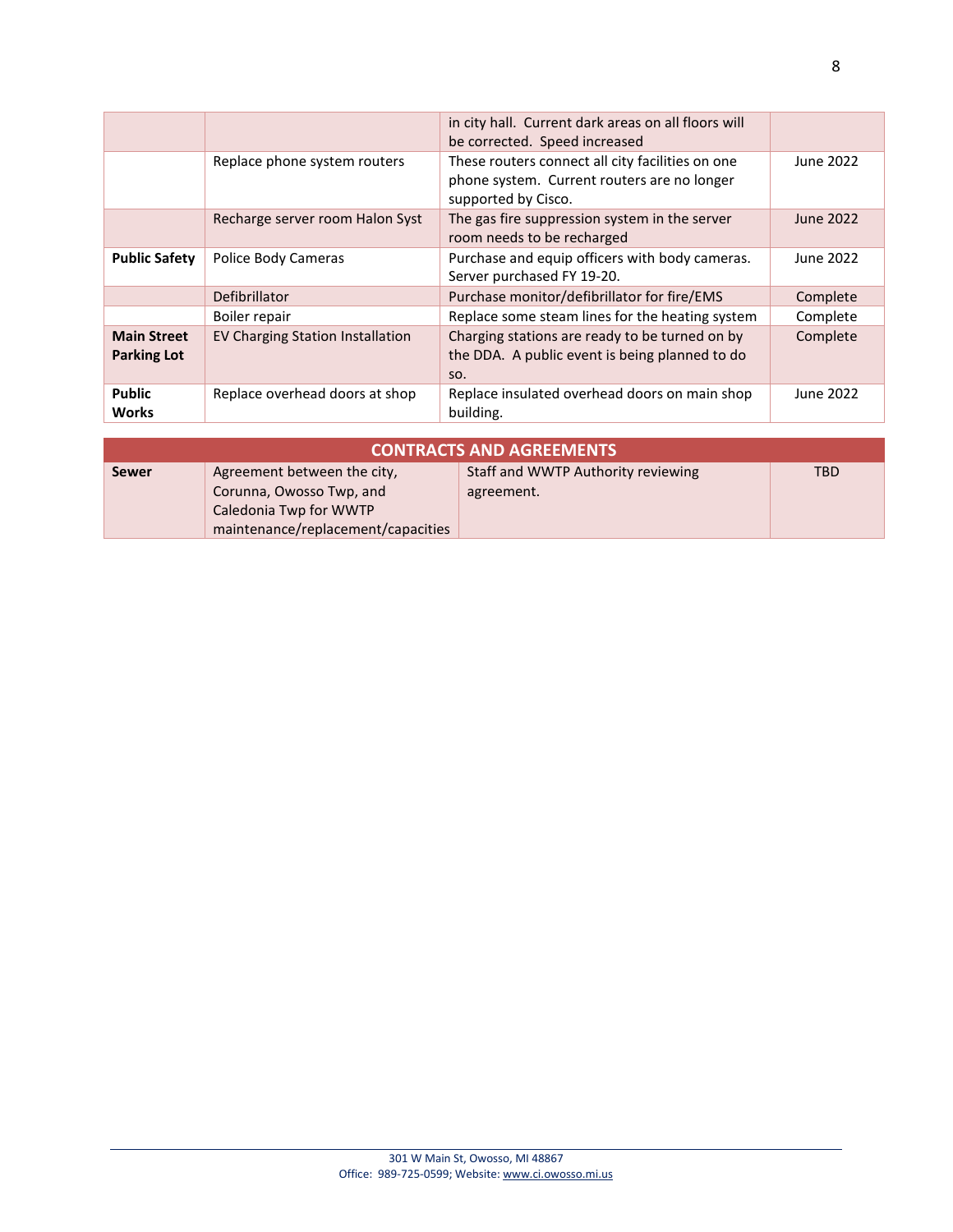| | | | |
|---|---|---|---|
| | | in city hall. Current dark areas on all floors will be corrected. Speed increased | |
| | Replace phone system routers | These routers connect all city facilities on one phone system. Current routers are no longer supported by Cisco. | June 2022 |
| | Recharge server room Halon Syst | The gas fire suppression system in the server room needs to be recharged | June 2022 |
| **Public Safety** | Police Body Cameras | Purchase and equip officers with body cameras. Server purchased FY 19-20. | June 2022 |
| | Defibrillator | Purchase monitor/defibrillator for fire/EMS | Complete |
| | Boiler repair | Replace some steam lines for the heating system | Complete |
| **Main Street Parking Lot** | EV Charging Station Installation | Charging stations are ready to be turned on by the DDA. A public event is being planned to do so. | Complete |
| **Public Works** | Replace overhead doors at shop | Replace insulated overhead doors on main shop building. | June 2022 |

## CONTRACTS AND AGREEMENTS

| | | | |
|---|---|---|---|
| **Sewer** | Agreement between the city, Corunna, Owosso Twp, and Caledonia Twp for WWTP maintenance/replacement/capacities | Staff and WWTP Authority reviewing agreement. | TBD |

301 W Main St, Owosso, MI 48867
Office: 989-725-0599; Website: www.ci.owosso.mi.us